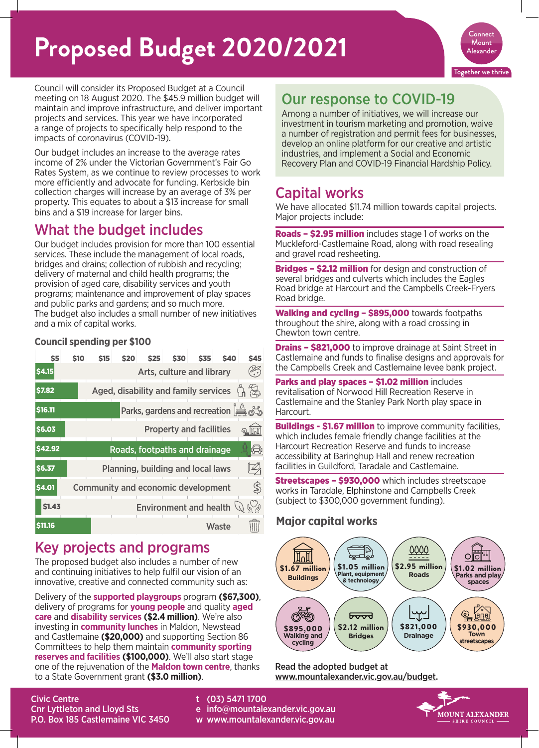# Proposed Budget 2020/2021

Connect Mount Alexander

Together we thrive

Council will consider its Proposed Budget at a Council meeting on 18 August 2020. The $45.9 million budget will maintain and improve infrastructure, and deliver important projects and services. This year we have incorporated a range of projects to specifically help respond to the impacts of coronavirus (COVID-19).

Our budget includes an increase to the average rates income of 2% under the Victorian Government's Fair Go Rates System, as we continue to review processes to work more efficiently and advocate for funding. Kerbside bin collection charges will increase by an average of 3% per property. This equates to about a $13 increase for small bins and a $19 increase for larger bins.

## What the budget includes

Our budget includes provision for more than 100 essential services. These include the management of local roads, bridges and drains; collection of rubbish and recycling; delivery of maternal and child health programs; the provision of aged care, disability services and youth programs; maintenance and improvement of play spaces and public parks and gardens; and so much more. The budget also includes a small number of new initiatives and a mix of capital works.

### Council spending per $100

| Amount | Category |
|---|---|
| $4.15 | Arts, culture and library |
| $7.82 | Aged, disability and family services |
| $16.11 | Parks, gardens and recreation |
| $6.03 | Property and facilities |
| $42.92 | Roads, footpaths and drainage |
| $6.37 | Planning, building and local laws |
| $4.01 | Community and economic development |
| $1.43 | Environment and health |
| $11.16 | Waste |

## Key projects and programs

The proposed budget also includes a number of new and continuing initiatives to help fulfil our vision of an innovative, creative and connected community such as:

Delivery of the **supported playgroups** program **($67,300)**, delivery of programs for **young people** and quality **aged care** and **disability services ($2.4 million)**. We're also investing in **community lunches** in Maldon, Newstead and Castlemaine **($20,000)** and supporting Section 86 Committees to help them maintain **community sporting reserves and facilities ($100,000)**. We'll also start stage one of the rejuvenation of the **Maldon town centre**, thanks to a State Government grant **($3.0 million)**.

## Our response to COVID-19

Among a number of initiatives, we will increase our investment in tourism marketing and promotion, waive a number of registration and permit fees for businesses, develop an online platform for our creative and artistic industries, and implement a Social and Economic Recovery Plan and COVID-19 Financial Hardship Policy.

## Capital works

We have allocated $11.74 million towards capital projects. Major projects include:

**Roads – $2.95 million** includes stage 1 of works on the Muckleford-Castlemaine Road, along with road resealing and gravel road resheeting.

**Bridges – $2.12 million** for design and construction of several bridges and culverts which includes the Eagles Road bridge at Harcourt and the Campbells Creek-Fryers Road bridge.

**Walking and cycling – $895,000** towards footpaths throughout the shire, along with a road crossing in Chewton town centre.

**Drains – $821,000** to improve drainage at Saint Street in Castlemaine and funds to finalise designs and approvals for the Campbells Creek and Castlemaine levee bank project.

**Parks and play spaces – $1.02 million** includes revitalisation of Norwood Hill Recreation Reserve in Castlemaine and the Stanley Park North play space in Harcourt.

**Buildings - $1.67 million** to improve community facilities, which includes female friendly change facilities at the Harcourt Recreation Reserve and funds to increase accessibility at Baringhup Hall and renew recreation facilities in Guildford, Taradale and Castlemaine.

**Streetscapes – $930,000** which includes streetscape works in Taradale, Elphinstone and Campbells Creek (subject to $300,000 government funding).

### Major capital works

- $1.67 million Buildings
- $1.05 million Plant, equipment & technology
- $2.95 million Roads
- $1.02 million Parks and play spaces
- $895,000 Walking and cycling
- $2.12 million Bridges
- $821,000 Drainage
- $930,000 Town streetscapes

Read the adopted budget at www.mountalexander.vic.gov.au/budget.

Civic Centre
Cnr Lyttleton and Lloyd Sts
P.O. Box 185 Castlemaine VIC 3450

t (03) 5471 1700
e info@mountalexander.vic.gov.au
w www.mountalexander.vic.gov.au

MOUNT ALEXANDER SHIRE COUNCIL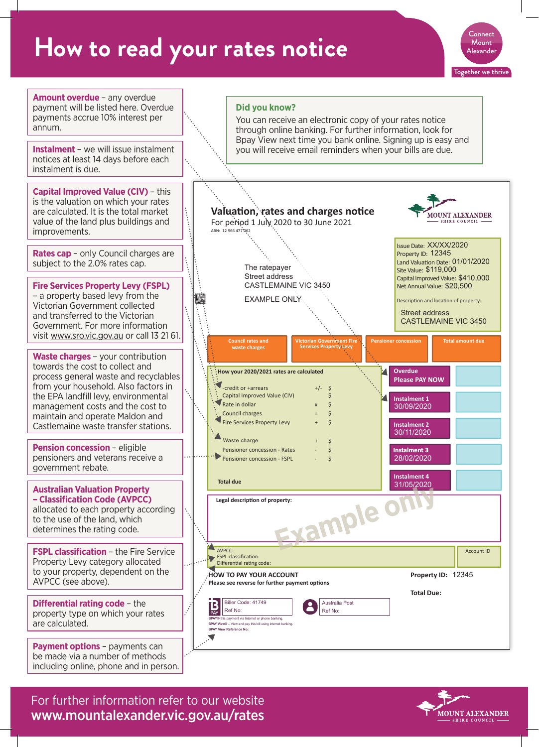# How to read your rates notice

Connect Mount Alexander

Together we thrive

**Amount overdue** – any overdue payment will be listed here. Overdue payments accrue 10% interest per annum.

**Instalment** – we will issue instalment notices at least 14 days before each instalment is due.

**Capital Improved Value (CIV)** – this is the valuation on which your rates are calculated. It is the total market value of the land plus buildings and improvements.

**Rates cap** – only Council charges are subject to the 2.0% rates cap.

**Fire Services Property Levy (FSPL)** – a property based levy from the Victorian Government collected and transferred to the Victorian Government. For more information visit www.sro.vic.gov.au or call 13 21 61.

**Waste charges** – your contribution towards the cost to collect and process general waste and recyclables from your household. Also factors in the EPA landfill levy, environmental management costs and the cost to maintain and operate Maldon and Castlemaine waste transfer stations.

**Pension concession** – eligible pensioners and veterans receive a government rebate.

**Australian Valuation Property – Classification Code (AVPCC)** allocated to each property according to the use of the land, which determines the rating code.

**FSPL classification** – the Fire Service Property Levy category allocated to your property, dependent on the AVPCC (see above).

**Differential rating code** – the property type on which your rates are calculated.

**Payment options** – payments can be made via a number of methods including online, phone and in person.

## Did you know?

You can receive an electronic copy of your rates notice through online banking. For further information, look for Bpay View next time you bank online. Signing up is easy and you will receive email reminders when your bills are due.

---

### Valuation, rates and charges notice

For period 1 July 2020 to 30 June 2021

ABN: 12 966 477 062

MOUNT ALEXANDER SHIRE COUNCIL

The ratepayer
Street address
CASTLEMAINE VIC 3450

EXAMPLE ONLY

Issue Date: XX/XX/2020
Property ID: 12345
Land Valuation Date: 01/01/2020
Site Value: $119,000
Capital Improved Value: $410,000
Net Annual Value: $20,500

Description and location of property:

Street address
CASTLEMAINE VIC 3450

| Council rates and waste charges | Victorian Government Fire Services Property Levy | Pensioner concession | Total amount due |
|---|---|---|---|

**How your 2020/2021 rates are calculated**

| | | |
|---|---|---|
| -credit or +arrears | +/- | $ |
| Capital Improved Value (CIV) | | $ |
| Rate in dollar | x | $ |
| Council charges | = | $ |
| Fire Services Property Levy | + | $ |
| Waste charge | + | $ |
| Pensioner concession - Rates | - | $ |
| Pensioner concession - FSPL | - | $ |
| **Total due** | | |

| | |
|---|---|
| Overdue Please PAY NOW | |
| Instalment 1 30/09/2020 | |
| Instalment 2 30/11/2020 | |
| Instalment 3 28/02/2020 | |
| Instalment 4 31/05/2020 | |

**Legal description of property:**

Example only

AVPCC:
FSPL classification:
Differential rating code:

Account ID

**HOW TO PAY YOUR ACCOUNT**
**Please see reverse for further payment options**

**Property ID:** 12345

**Total Due:**

Biller Code: 41749
Ref No:

BPAY® this payment via Internet or phone banking.
BPAY View® – View and pay this bill using internet banking.
BPAY View Reference No.:

Australia Post
Ref No:

---

For further information refer to our website
**www.mountalexander.vic.gov.au/rates**

MOUNT ALEXANDER SHIRE COUNCIL